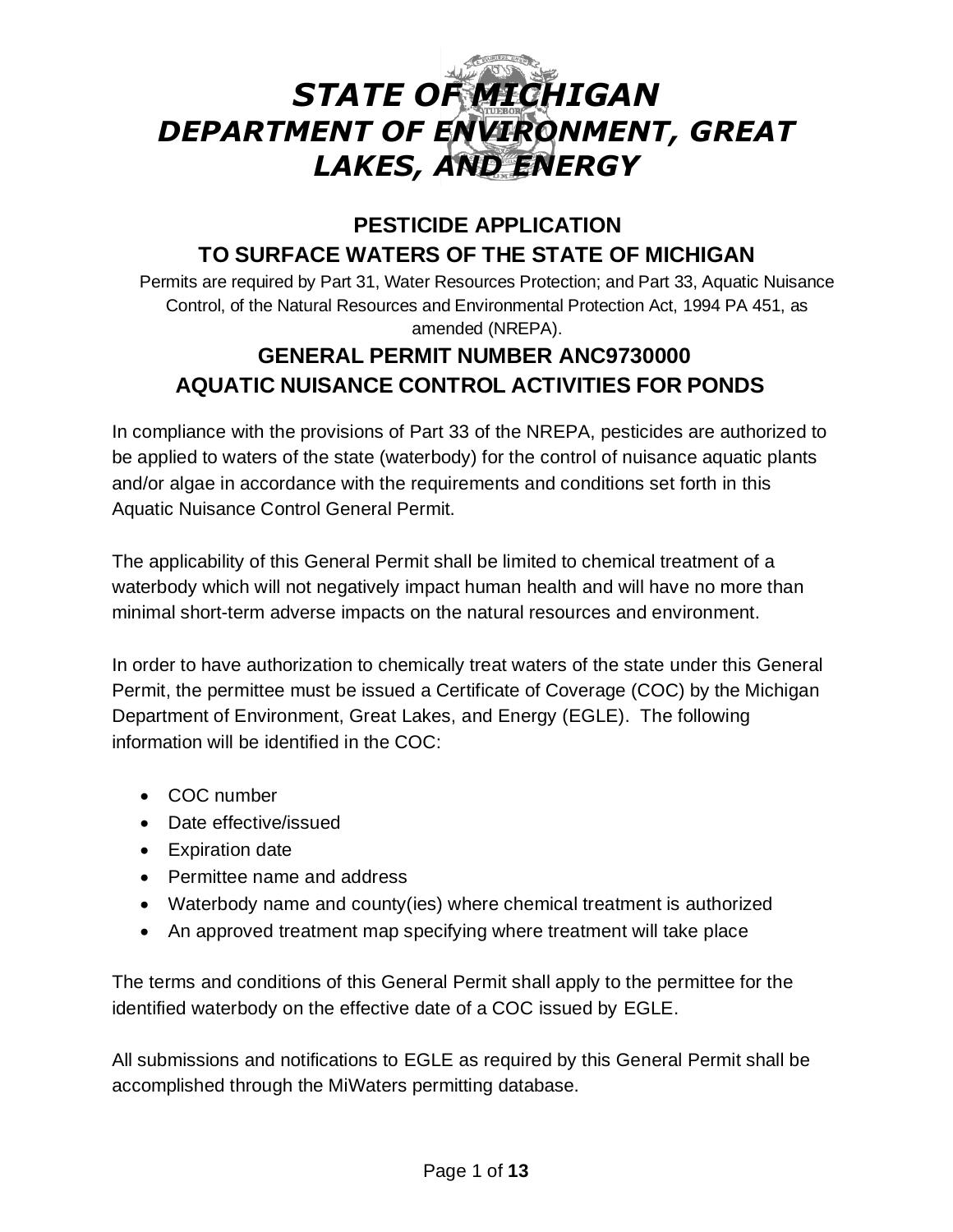# *STATE OF MICHIGAN*
# *DEPARTMENT OF ENVIRONMENT, GREAT LAKES, AND ENERGY*

## PESTICIDE APPLICATION
## TO SURFACE WATERS OF THE STATE OF MICHIGAN

Permits are required by Part 31, Water Resources Protection; and Part 33, Aquatic Nuisance Control, of the Natural Resources and Environmental Protection Act, 1994 PA 451, as amended (NREPA).

## GENERAL PERMIT NUMBER ANC9730000
## AQUATIC NUISANCE CONTROL ACTIVITIES FOR PONDS

In compliance with the provisions of Part 33 of the NREPA, pesticides are authorized to be applied to waters of the state (waterbody) for the control of nuisance aquatic plants and/or algae in accordance with the requirements and conditions set forth in this Aquatic Nuisance Control General Permit.

The applicability of this General Permit shall be limited to chemical treatment of a waterbody which will not negatively impact human health and will have no more than minimal short-term adverse impacts on the natural resources and environment.

In order to have authorization to chemically treat waters of the state under this General Permit, the permittee must be issued a Certificate of Coverage (COC) by the Michigan Department of Environment, Great Lakes, and Energy (EGLE). The following information will be identified in the COC:

- COC number
- Date effective/issued
- Expiration date
- Permittee name and address
- Waterbody name and county(ies) where chemical treatment is authorized
- An approved treatment map specifying where treatment will take place

The terms and conditions of this General Permit shall apply to the permittee for the identified waterbody on the effective date of a COC issued by EGLE.

All submissions and notifications to EGLE as required by this General Permit shall be accomplished through the MiWaters permitting database.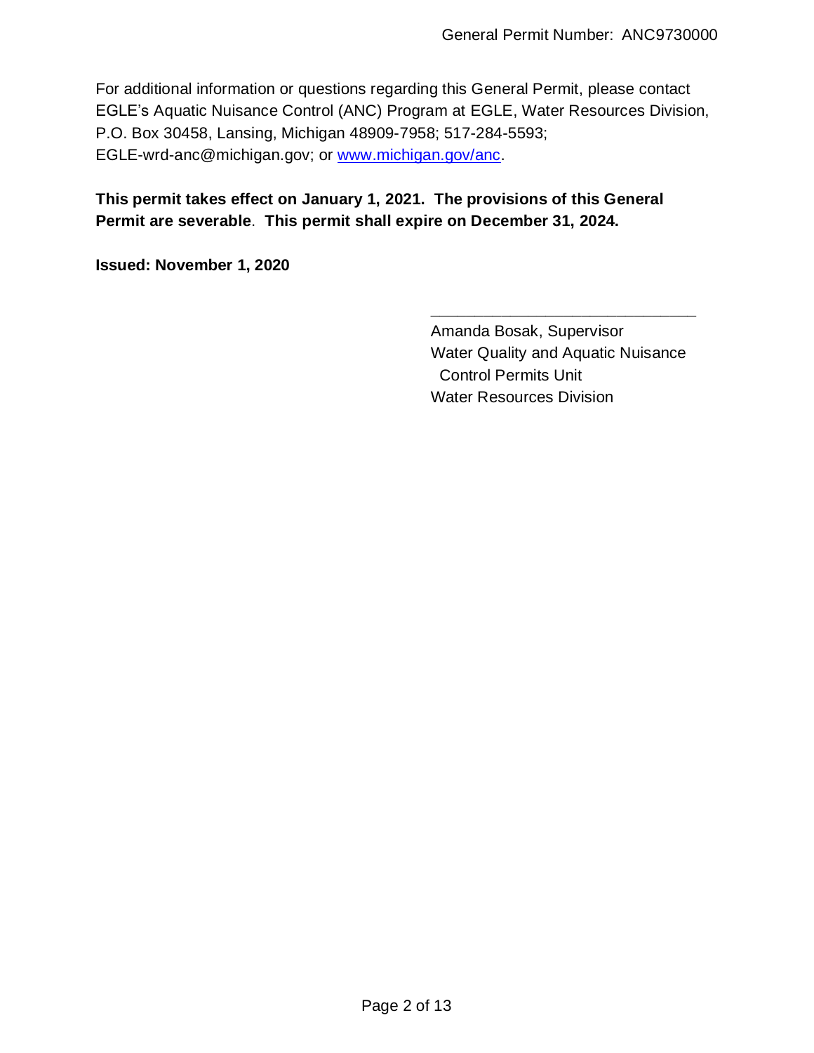For additional information or questions regarding this General Permit, please contact EGLE's Aquatic Nuisance Control (ANC) Program at EGLE, Water Resources Division, P.O. Box 30458, Lansing, Michigan 48909-7958; 517-284-5593; EGLE-wrd-anc@michigan.gov; or [www.michigan.gov/anc](http://www.michigan.gov/anc).

**This permit takes effect on January 1, 2021. The provisions of this General Permit are severable**. **This permit shall expire on December 31, 2024.**

**Issued: November 1, 2020**

_______________________________

Amanda Bosak, Supervisor
Water Quality and Aquatic Nuisance
Control Permits Unit
Water Resources Division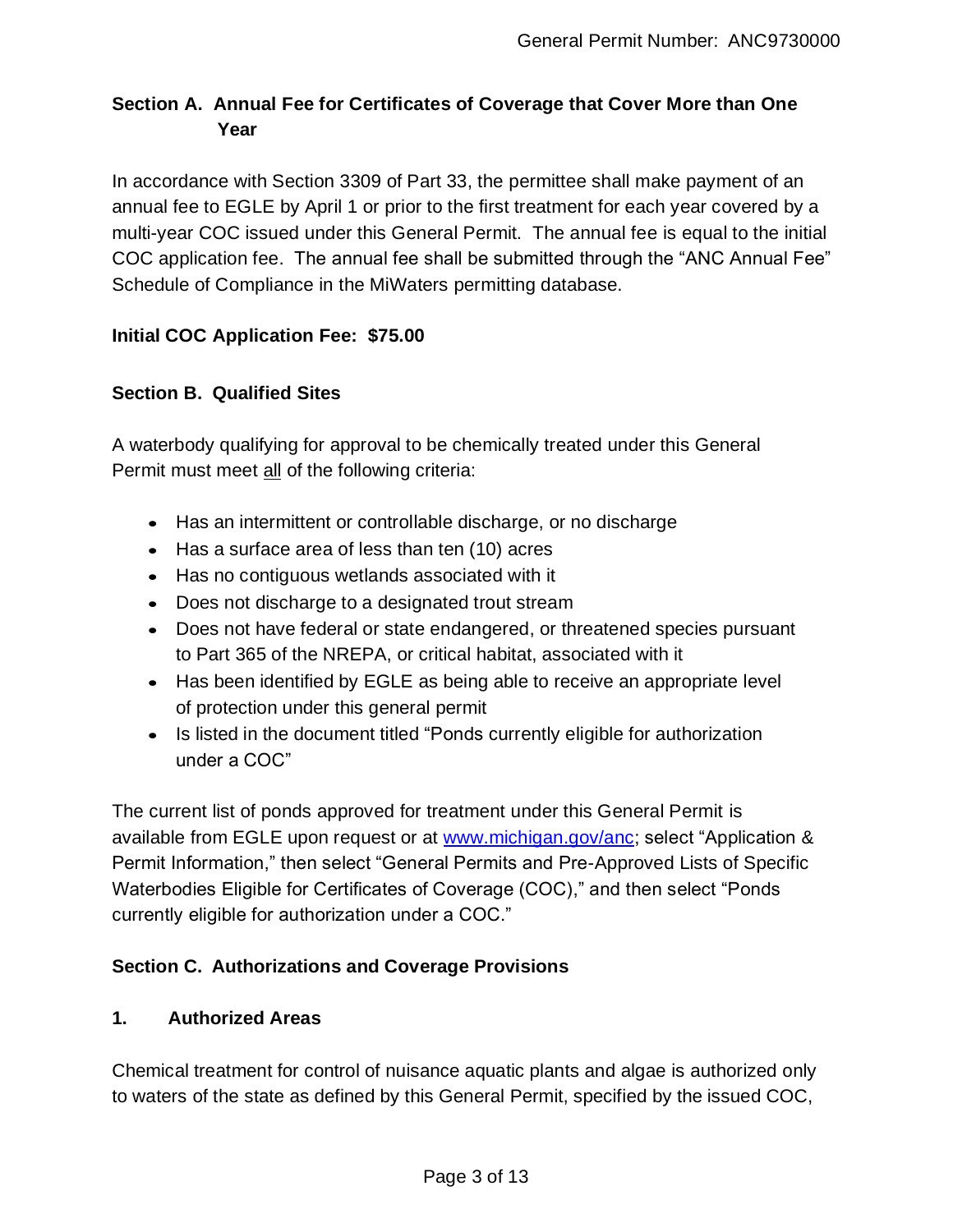## Section A. Annual Fee for Certificates of Coverage that Cover More than One Year

In accordance with Section 3309 of Part 33, the permittee shall make payment of an annual fee to EGLE by April 1 or prior to the first treatment for each year covered by a multi-year COC issued under this General Permit. The annual fee is equal to the initial COC application fee. The annual fee shall be submitted through the "ANC Annual Fee" Schedule of Compliance in the MiWaters permitting database.

**Initial COC Application Fee: $75.00**

## Section B. Qualified Sites

A waterbody qualifying for approval to be chemically treated under this General Permit must meet all of the following criteria:

- Has an intermittent or controllable discharge, or no discharge
- Has a surface area of less than ten (10) acres
- Has no contiguous wetlands associated with it
- Does not discharge to a designated trout stream
- Does not have federal or state endangered, or threatened species pursuant to Part 365 of the NREPA, or critical habitat, associated with it
- Has been identified by EGLE as being able to receive an appropriate level of protection under this general permit
- Is listed in the document titled "Ponds currently eligible for authorization under a COC"

The current list of ponds approved for treatment under this General Permit is available from EGLE upon request or at [www.michigan.gov/anc](http://www.michigan.gov/anc); select "Application & Permit Information," then select "General Permits and Pre-Approved Lists of Specific Waterbodies Eligible for Certificates of Coverage (COC)," and then select "Ponds currently eligible for authorization under a COC."

## Section C. Authorizations and Coverage Provisions

### 1. Authorized Areas

Chemical treatment for control of nuisance aquatic plants and algae is authorized only to waters of the state as defined by this General Permit, specified by the issued COC,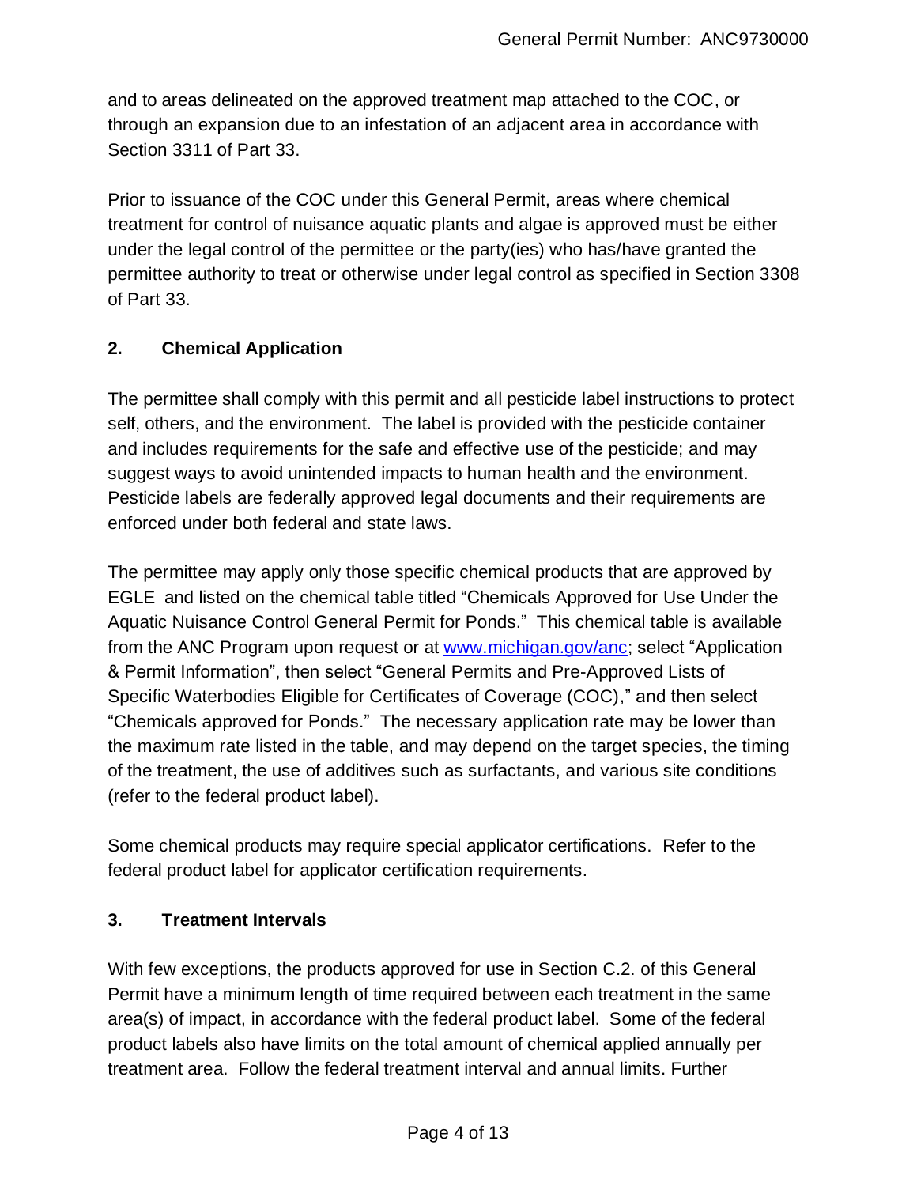and to areas delineated on the approved treatment map attached to the COC, or through an expansion due to an infestation of an adjacent area in accordance with Section 3311 of Part 33.

Prior to issuance of the COC under this General Permit, areas where chemical treatment for control of nuisance aquatic plants and algae is approved must be either under the legal control of the permittee or the party(ies) who has/have granted the permittee authority to treat or otherwise under legal control as specified in Section 3308 of Part 33.

### 2. Chemical Application

The permittee shall comply with this permit and all pesticide label instructions to protect self, others, and the environment. The label is provided with the pesticide container and includes requirements for the safe and effective use of the pesticide; and may suggest ways to avoid unintended impacts to human health and the environment. Pesticide labels are federally approved legal documents and their requirements are enforced under both federal and state laws.

The permittee may apply only those specific chemical products that are approved by EGLE and listed on the chemical table titled "Chemicals Approved for Use Under the Aquatic Nuisance Control General Permit for Ponds." This chemical table is available from the ANC Program upon request or at [www.michigan.gov/anc](www.michigan.gov/anc); select "Application & Permit Information", then select "General Permits and Pre-Approved Lists of Specific Waterbodies Eligible for Certificates of Coverage (COC)," and then select "Chemicals approved for Ponds." The necessary application rate may be lower than the maximum rate listed in the table, and may depend on the target species, the timing of the treatment, the use of additives such as surfactants, and various site conditions (refer to the federal product label).

Some chemical products may require special applicator certifications. Refer to the federal product label for applicator certification requirements.

### 3. Treatment Intervals

With few exceptions, the products approved for use in Section C.2. of this General Permit have a minimum length of time required between each treatment in the same area(s) of impact, in accordance with the federal product label. Some of the federal product labels also have limits on the total amount of chemical applied annually per treatment area. Follow the federal treatment interval and annual limits. Further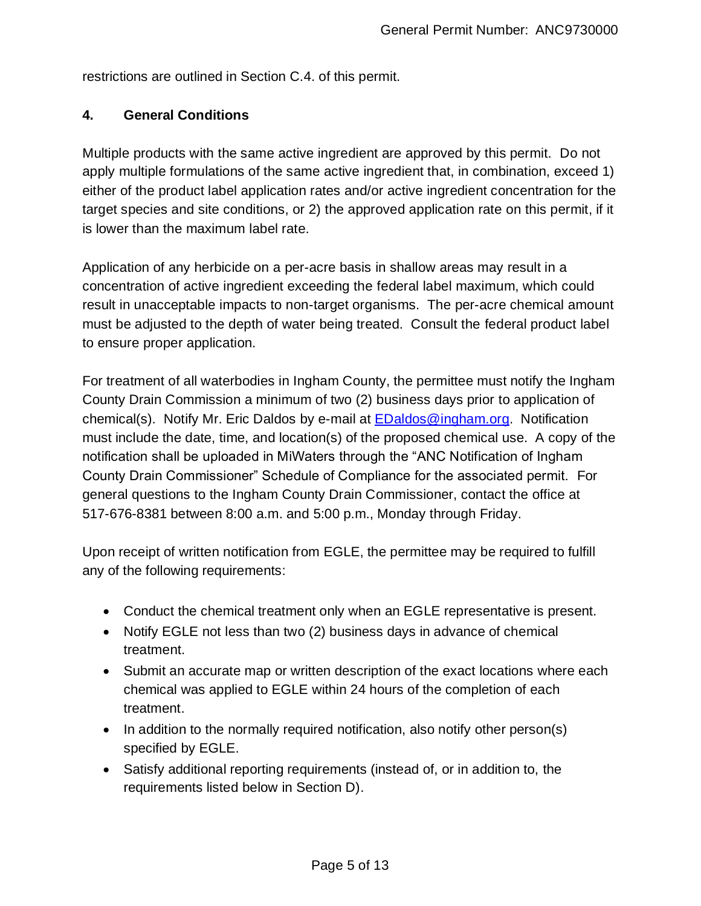restrictions are outlined in Section C.4. of this permit.

**4. General Conditions**

Multiple products with the same active ingredient are approved by this permit. Do not apply multiple formulations of the same active ingredient that, in combination, exceed 1) either of the product label application rates and/or active ingredient concentration for the target species and site conditions, or 2) the approved application rate on this permit, if it is lower than the maximum label rate.

Application of any herbicide on a per-acre basis in shallow areas may result in a concentration of active ingredient exceeding the federal label maximum, which could result in unacceptable impacts to non-target organisms. The per-acre chemical amount must be adjusted to the depth of water being treated. Consult the federal product label to ensure proper application.

For treatment of all waterbodies in Ingham County, the permittee must notify the Ingham County Drain Commission a minimum of two (2) business days prior to application of chemical(s). Notify Mr. Eric Daldos by e-mail at EDaldos@ingham.org. Notification must include the date, time, and location(s) of the proposed chemical use. A copy of the notification shall be uploaded in MiWaters through the "ANC Notification of Ingham County Drain Commissioner" Schedule of Compliance for the associated permit. For general questions to the Ingham County Drain Commissioner, contact the office at 517-676-8381 between 8:00 a.m. and 5:00 p.m., Monday through Friday.

Upon receipt of written notification from EGLE, the permittee may be required to fulfill any of the following requirements:

- Conduct the chemical treatment only when an EGLE representative is present.
- Notify EGLE not less than two (2) business days in advance of chemical treatment.
- Submit an accurate map or written description of the exact locations where each chemical was applied to EGLE within 24 hours of the completion of each treatment.
- In addition to the normally required notification, also notify other person(s) specified by EGLE.
- Satisfy additional reporting requirements (instead of, or in addition to, the requirements listed below in Section D).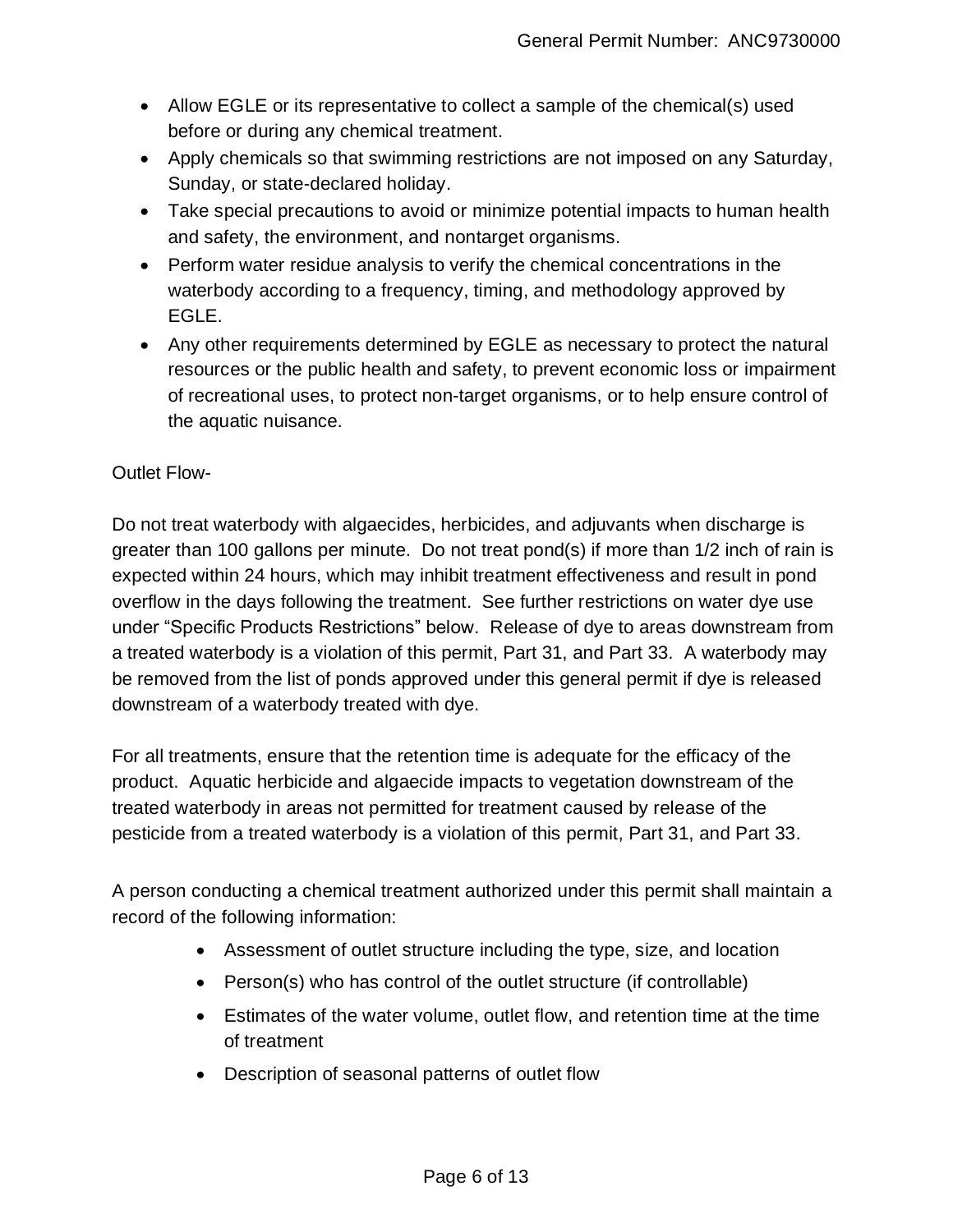- Allow EGLE or its representative to collect a sample of the chemical(s) used before or during any chemical treatment.
- Apply chemicals so that swimming restrictions are not imposed on any Saturday, Sunday, or state-declared holiday.
- Take special precautions to avoid or minimize potential impacts to human health and safety, the environment, and nontarget organisms.
- Perform water residue analysis to verify the chemical concentrations in the waterbody according to a frequency, timing, and methodology approved by EGLE.
- Any other requirements determined by EGLE as necessary to protect the natural resources or the public health and safety, to prevent economic loss or impairment of recreational uses, to protect non-target organisms, or to help ensure control of the aquatic nuisance.

Outlet Flow-

Do not treat waterbody with algaecides, herbicides, and adjuvants when discharge is greater than 100 gallons per minute. Do not treat pond(s) if more than 1/2 inch of rain is expected within 24 hours, which may inhibit treatment effectiveness and result in pond overflow in the days following the treatment. See further restrictions on water dye use under "Specific Products Restrictions" below. Release of dye to areas downstream from a treated waterbody is a violation of this permit, Part 31, and Part 33. A waterbody may be removed from the list of ponds approved under this general permit if dye is released downstream of a waterbody treated with dye.

For all treatments, ensure that the retention time is adequate for the efficacy of the product. Aquatic herbicide and algaecide impacts to vegetation downstream of the treated waterbody in areas not permitted for treatment caused by release of the pesticide from a treated waterbody is a violation of this permit, Part 31, and Part 33.

A person conducting a chemical treatment authorized under this permit shall maintain a record of the following information:

- Assessment of outlet structure including the type, size, and location
- Person(s) who has control of the outlet structure (if controllable)
- Estimates of the water volume, outlet flow, and retention time at the time of treatment
- Description of seasonal patterns of outlet flow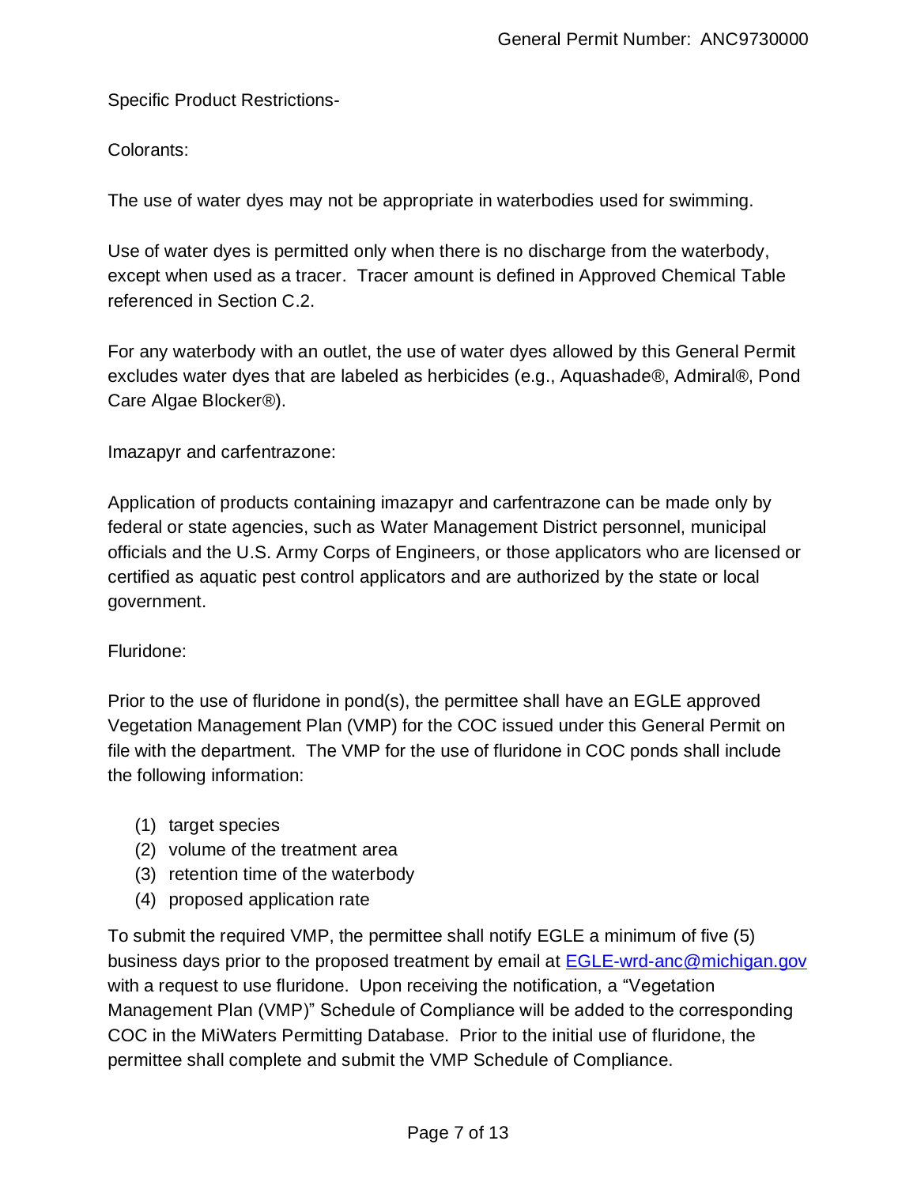Specific Product Restrictions-

Colorants:

The use of water dyes may not be appropriate in waterbodies used for swimming.

Use of water dyes is permitted only when there is no discharge from the waterbody, except when used as a tracer. Tracer amount is defined in Approved Chemical Table referenced in Section C.2.

For any waterbody with an outlet, the use of water dyes allowed by this General Permit excludes water dyes that are labeled as herbicides (e.g., Aquashade®, Admiral®, Pond Care Algae Blocker®).

Imazapyr and carfentrazone:

Application of products containing imazapyr and carfentrazone can be made only by federal or state agencies, such as Water Management District personnel, municipal officials and the U.S. Army Corps of Engineers, or those applicators who are licensed or certified as aquatic pest control applicators and are authorized by the state or local government.

Fluridone:

Prior to the use of fluridone in pond(s), the permittee shall have an EGLE approved Vegetation Management Plan (VMP) for the COC issued under this General Permit on file with the department. The VMP for the use of fluridone in COC ponds shall include the following information:

(1) target species
(2) volume of the treatment area
(3) retention time of the waterbody
(4) proposed application rate

To submit the required VMP, the permittee shall notify EGLE a minimum of five (5) business days prior to the proposed treatment by email at [EGLE-wrd-anc@michigan.gov](mailto:EGLE-wrd-anc@michigan.gov) with a request to use fluridone. Upon receiving the notification, a "Vegetation Management Plan (VMP)" Schedule of Compliance will be added to the corresponding COC in the MiWaters Permitting Database. Prior to the initial use of fluridone, the permittee shall complete and submit the VMP Schedule of Compliance.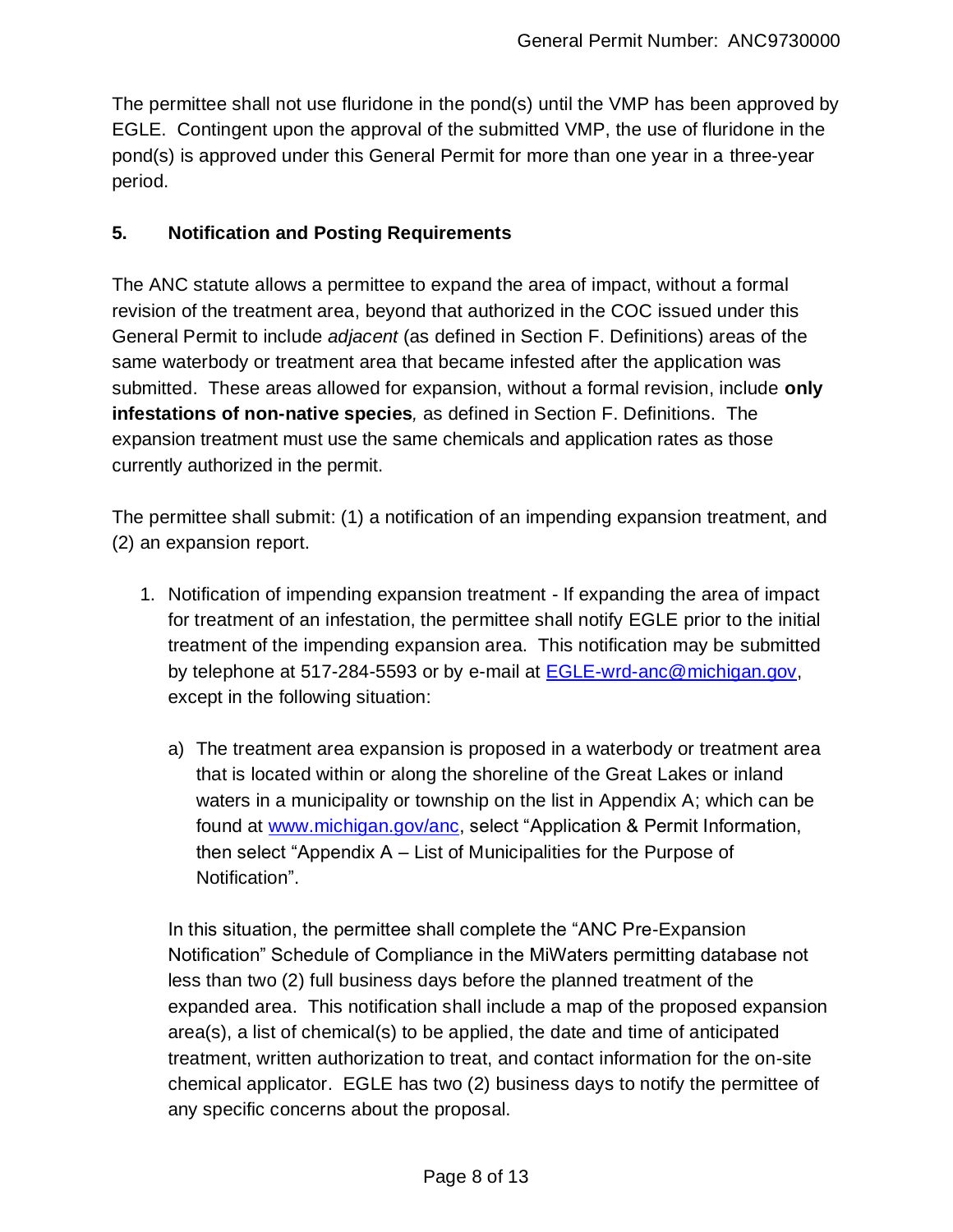The permittee shall not use fluridone in the pond(s) until the VMP has been approved by EGLE. Contingent upon the approval of the submitted VMP, the use of fluridone in the pond(s) is approved under this General Permit for more than one year in a three-year period.

## 5. Notification and Posting Requirements

The ANC statute allows a permittee to expand the area of impact, without a formal revision of the treatment area, beyond that authorized in the COC issued under this General Permit to include *adjacent* (as defined in Section F. Definitions) areas of the same waterbody or treatment area that became infested after the application was submitted. These areas allowed for expansion, without a formal revision, include **only infestations of non-native species***,* as defined in Section F. Definitions. The expansion treatment must use the same chemicals and application rates as those currently authorized in the permit.

The permittee shall submit: (1) a notification of an impending expansion treatment, and (2) an expansion report.

1. Notification of impending expansion treatment - If expanding the area of impact for treatment of an infestation, the permittee shall notify EGLE prior to the initial treatment of the impending expansion area. This notification may be submitted by telephone at 517-284-5593 or by e-mail at EGLE-wrd-anc@michigan.gov, except in the following situation:

   a) The treatment area expansion is proposed in a waterbody or treatment area that is located within or along the shoreline of the Great Lakes or inland waters in a municipality or township on the list in Appendix A; which can be found at www.michigan.gov/anc, select "Application & Permit Information, then select "Appendix A – List of Municipalities for the Purpose of Notification".

   In this situation, the permittee shall complete the "ANC Pre-Expansion Notification" Schedule of Compliance in the MiWaters permitting database not less than two (2) full business days before the planned treatment of the expanded area. This notification shall include a map of the proposed expansion area(s), a list of chemical(s) to be applied, the date and time of anticipated treatment, written authorization to treat, and contact information for the on-site chemical applicator. EGLE has two (2) business days to notify the permittee of any specific concerns about the proposal.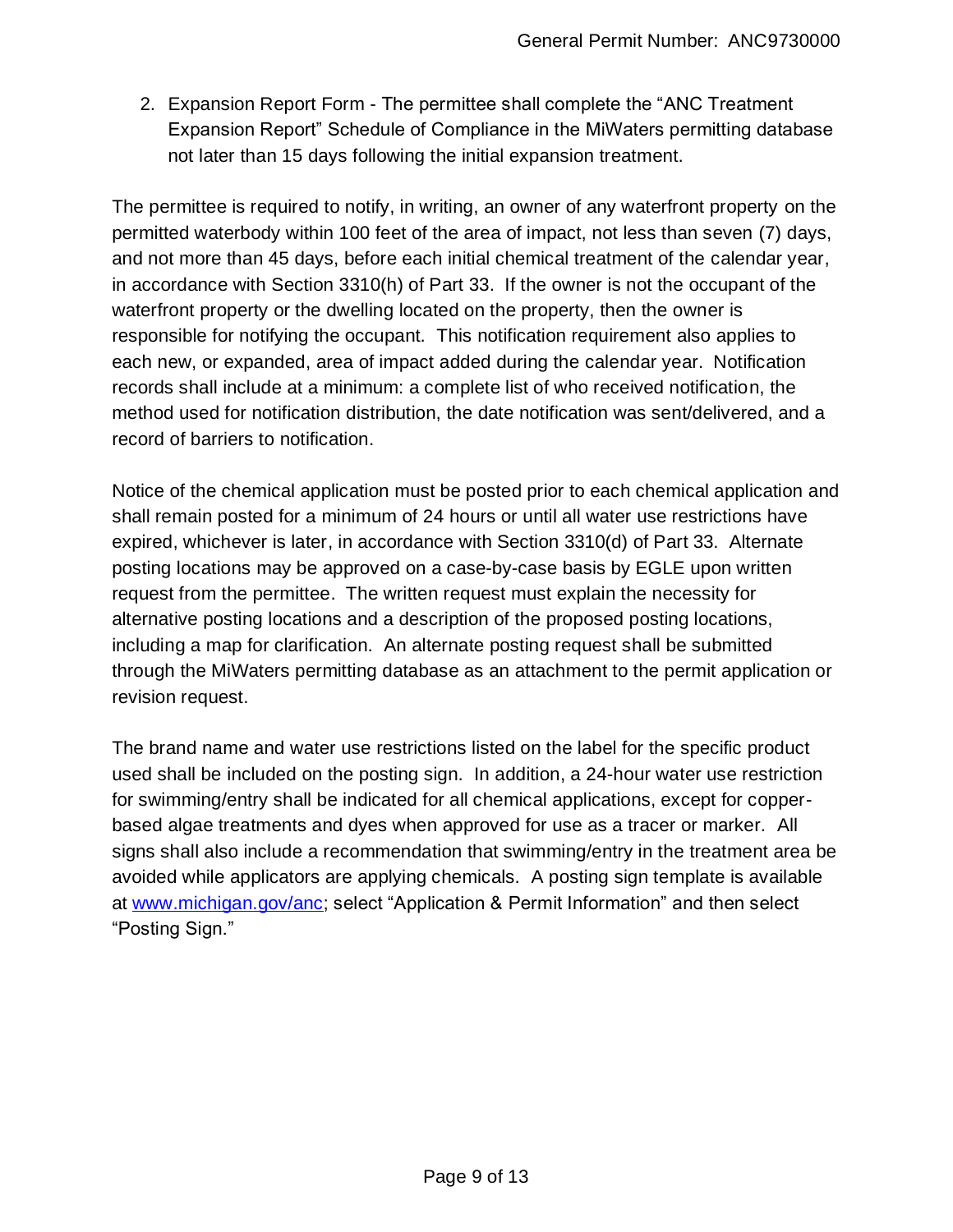2. Expansion Report Form - The permittee shall complete the "ANC Treatment Expansion Report" Schedule of Compliance in the MiWaters permitting database not later than 15 days following the initial expansion treatment.

The permittee is required to notify, in writing, an owner of any waterfront property on the permitted waterbody within 100 feet of the area of impact, not less than seven (7) days, and not more than 45 days, before each initial chemical treatment of the calendar year, in accordance with Section 3310(h) of Part 33. If the owner is not the occupant of the waterfront property or the dwelling located on the property, then the owner is responsible for notifying the occupant. This notification requirement also applies to each new, or expanded, area of impact added during the calendar year. Notification records shall include at a minimum: a complete list of who received notification, the method used for notification distribution, the date notification was sent/delivered, and a record of barriers to notification.

Notice of the chemical application must be posted prior to each chemical application and shall remain posted for a minimum of 24 hours or until all water use restrictions have expired, whichever is later, in accordance with Section 3310(d) of Part 33. Alternate posting locations may be approved on a case-by-case basis by EGLE upon written request from the permittee. The written request must explain the necessity for alternative posting locations and a description of the proposed posting locations, including a map for clarification. An alternate posting request shall be submitted through the MiWaters permitting database as an attachment to the permit application or revision request.

The brand name and water use restrictions listed on the label for the specific product used shall be included on the posting sign. In addition, a 24-hour water use restriction for swimming/entry shall be indicated for all chemical applications, except for copper-based algae treatments and dyes when approved for use as a tracer or marker. All signs shall also include a recommendation that swimming/entry in the treatment area be avoided while applicators are applying chemicals. A posting sign template is available at [www.michigan.gov/anc](http://www.michigan.gov/anc); select "Application & Permit Information" and then select "Posting Sign."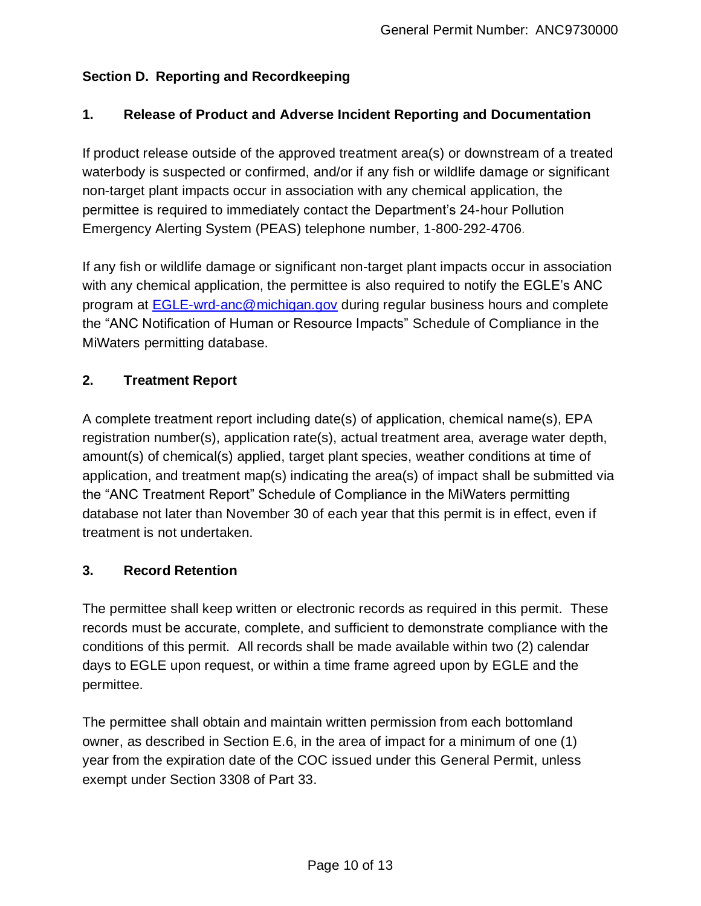## Section D. Reporting and Recordkeeping

### 1. Release of Product and Adverse Incident Reporting and Documentation

If product release outside of the approved treatment area(s) or downstream of a treated waterbody is suspected or confirmed, and/or if any fish or wildlife damage or significant non-target plant impacts occur in association with any chemical application, the permittee is required to immediately contact the Department's 24-hour Pollution Emergency Alerting System (PEAS) telephone number, 1-800-292-4706.

If any fish or wildlife damage or significant non-target plant impacts occur in association with any chemical application, the permittee is also required to notify the EGLE's ANC program at EGLE-wrd-anc@michigan.gov during regular business hours and complete the "ANC Notification of Human or Resource Impacts" Schedule of Compliance in the MiWaters permitting database.

### 2. Treatment Report

A complete treatment report including date(s) of application, chemical name(s), EPA registration number(s), application rate(s), actual treatment area, average water depth, amount(s) of chemical(s) applied, target plant species, weather conditions at time of application, and treatment map(s) indicating the area(s) of impact shall be submitted via the "ANC Treatment Report" Schedule of Compliance in the MiWaters permitting database not later than November 30 of each year that this permit is in effect, even if treatment is not undertaken.

### 3. Record Retention

The permittee shall keep written or electronic records as required in this permit. These records must be accurate, complete, and sufficient to demonstrate compliance with the conditions of this permit. All records shall be made available within two (2) calendar days to EGLE upon request, or within a time frame agreed upon by EGLE and the permittee.

The permittee shall obtain and maintain written permission from each bottomland owner, as described in Section E.6, in the area of impact for a minimum of one (1) year from the expiration date of the COC issued under this General Permit, unless exempt under Section 3308 of Part 33.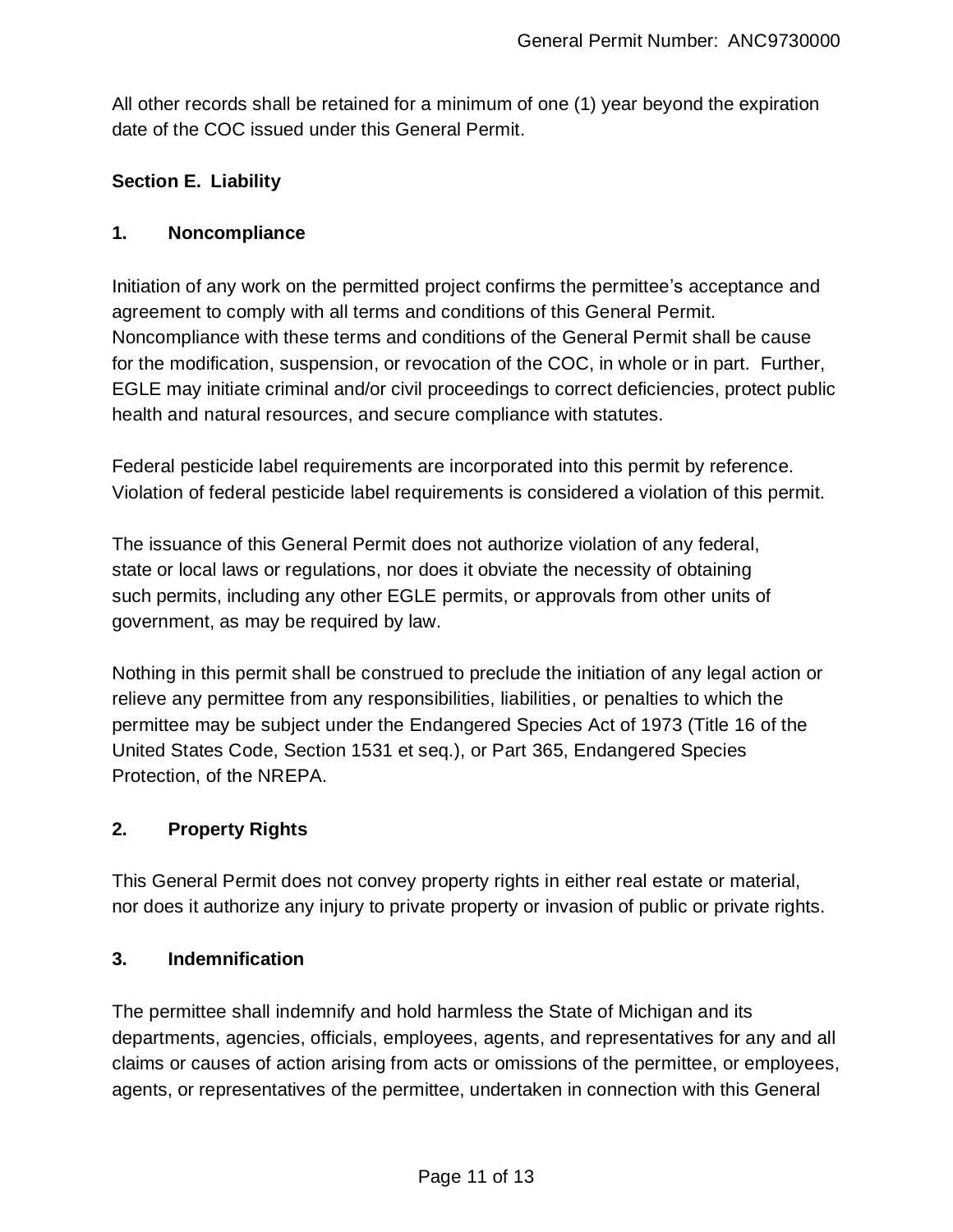All other records shall be retained for a minimum of one (1) year beyond the expiration date of the COC issued under this General Permit.

## Section E. Liability

### 1. Noncompliance

Initiation of any work on the permitted project confirms the permittee's acceptance and agreement to comply with all terms and conditions of this General Permit. Noncompliance with these terms and conditions of the General Permit shall be cause for the modification, suspension, or revocation of the COC, in whole or in part. Further, EGLE may initiate criminal and/or civil proceedings to correct deficiencies, protect public health and natural resources, and secure compliance with statutes.

Federal pesticide label requirements are incorporated into this permit by reference. Violation of federal pesticide label requirements is considered a violation of this permit.

The issuance of this General Permit does not authorize violation of any federal, state or local laws or regulations, nor does it obviate the necessity of obtaining such permits, including any other EGLE permits, or approvals from other units of government, as may be required by law.

Nothing in this permit shall be construed to preclude the initiation of any legal action or relieve any permittee from any responsibilities, liabilities, or penalties to which the permittee may be subject under the Endangered Species Act of 1973 (Title 16 of the United States Code, Section 1531 et seq.), or Part 365, Endangered Species Protection, of the NREPA.

### 2. Property Rights

This General Permit does not convey property rights in either real estate or material, nor does it authorize any injury to private property or invasion of public or private rights.

### 3. Indemnification

The permittee shall indemnify and hold harmless the State of Michigan and its departments, agencies, officials, employees, agents, and representatives for any and all claims or causes of action arising from acts or omissions of the permittee, or employees, agents, or representatives of the permittee, undertaken in connection with this General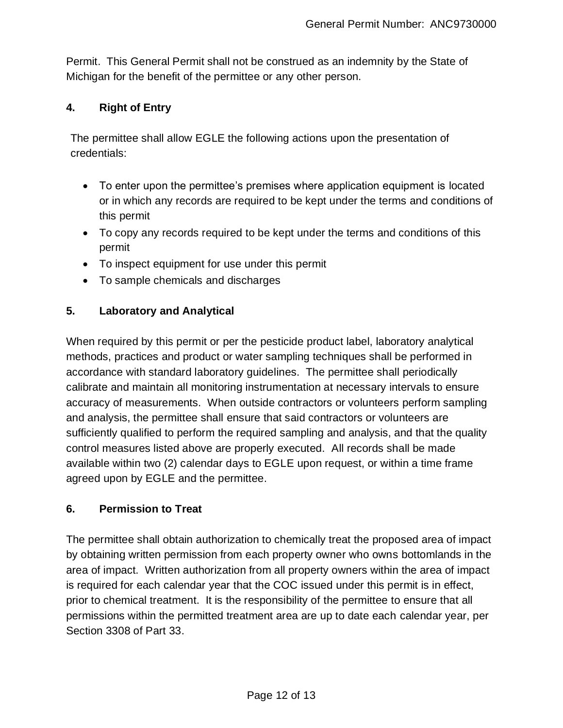Permit. This General Permit shall not be construed as an indemnity by the State of Michigan for the benefit of the permittee or any other person.

### 4. Right of Entry

The permittee shall allow EGLE the following actions upon the presentation of credentials:

- To enter upon the permittee's premises where application equipment is located or in which any records are required to be kept under the terms and conditions of this permit
- To copy any records required to be kept under the terms and conditions of this permit
- To inspect equipment for use under this permit
- To sample chemicals and discharges

### 5. Laboratory and Analytical

When required by this permit or per the pesticide product label, laboratory analytical methods, practices and product or water sampling techniques shall be performed in accordance with standard laboratory guidelines. The permittee shall periodically calibrate and maintain all monitoring instrumentation at necessary intervals to ensure accuracy of measurements. When outside contractors or volunteers perform sampling and analysis, the permittee shall ensure that said contractors or volunteers are sufficiently qualified to perform the required sampling and analysis, and that the quality control measures listed above are properly executed. All records shall be made available within two (2) calendar days to EGLE upon request, or within a time frame agreed upon by EGLE and the permittee.

### 6. Permission to Treat

The permittee shall obtain authorization to chemically treat the proposed area of impact by obtaining written permission from each property owner who owns bottomlands in the area of impact. Written authorization from all property owners within the area of impact is required for each calendar year that the COC issued under this permit is in effect, prior to chemical treatment. It is the responsibility of the permittee to ensure that all permissions within the permitted treatment area are up to date each calendar year, per Section 3308 of Part 33.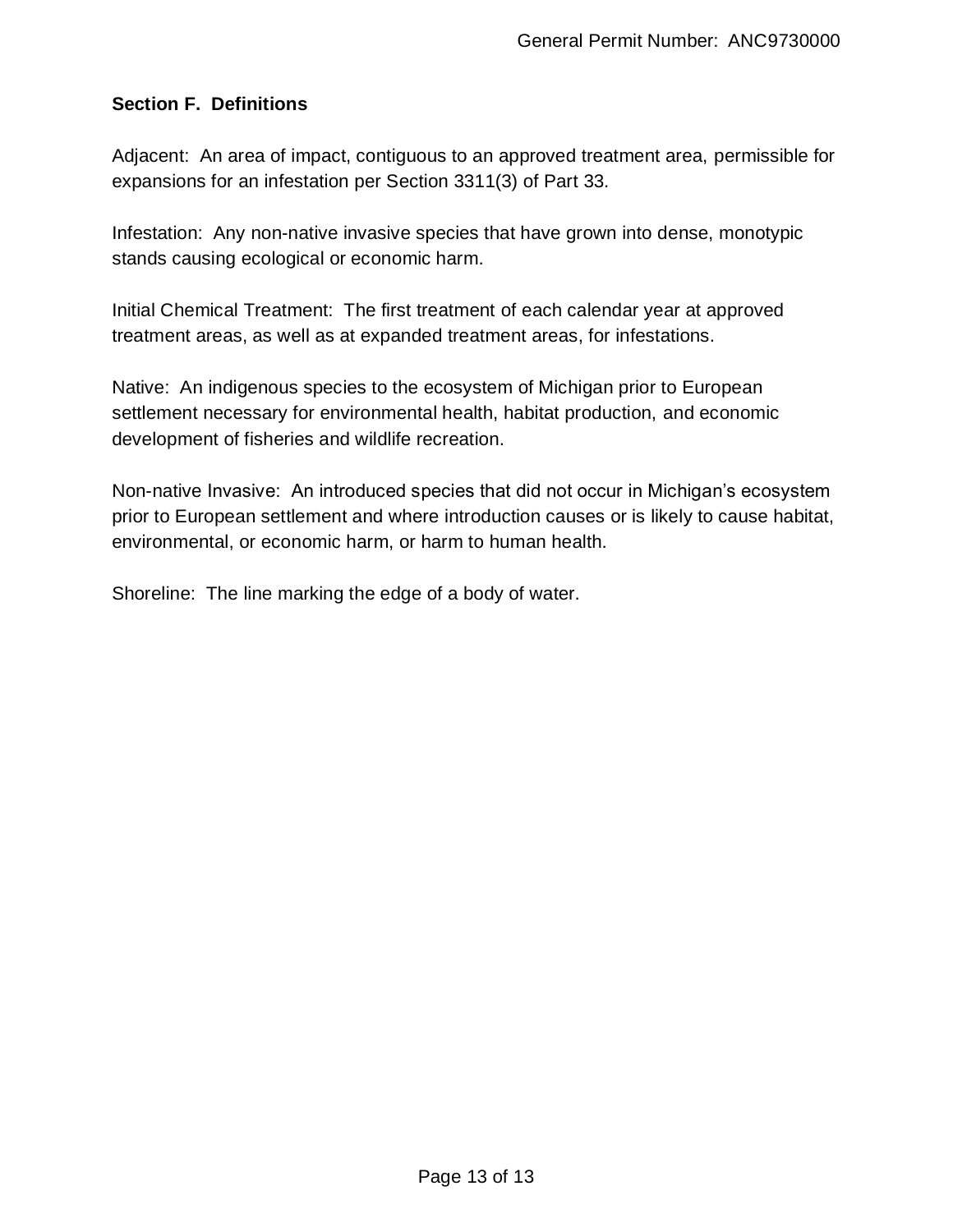**Section F. Definitions**

Adjacent: An area of impact, contiguous to an approved treatment area, permissible for expansions for an infestation per Section 3311(3) of Part 33.

Infestation: Any non-native invasive species that have grown into dense, monotypic stands causing ecological or economic harm.

Initial Chemical Treatment: The first treatment of each calendar year at approved treatment areas, as well as at expanded treatment areas, for infestations.

Native: An indigenous species to the ecosystem of Michigan prior to European settlement necessary for environmental health, habitat production, and economic development of fisheries and wildlife recreation.

Non-native Invasive: An introduced species that did not occur in Michigan's ecosystem prior to European settlement and where introduction causes or is likely to cause habitat, environmental, or economic harm, or harm to human health.

Shoreline: The line marking the edge of a body of water.